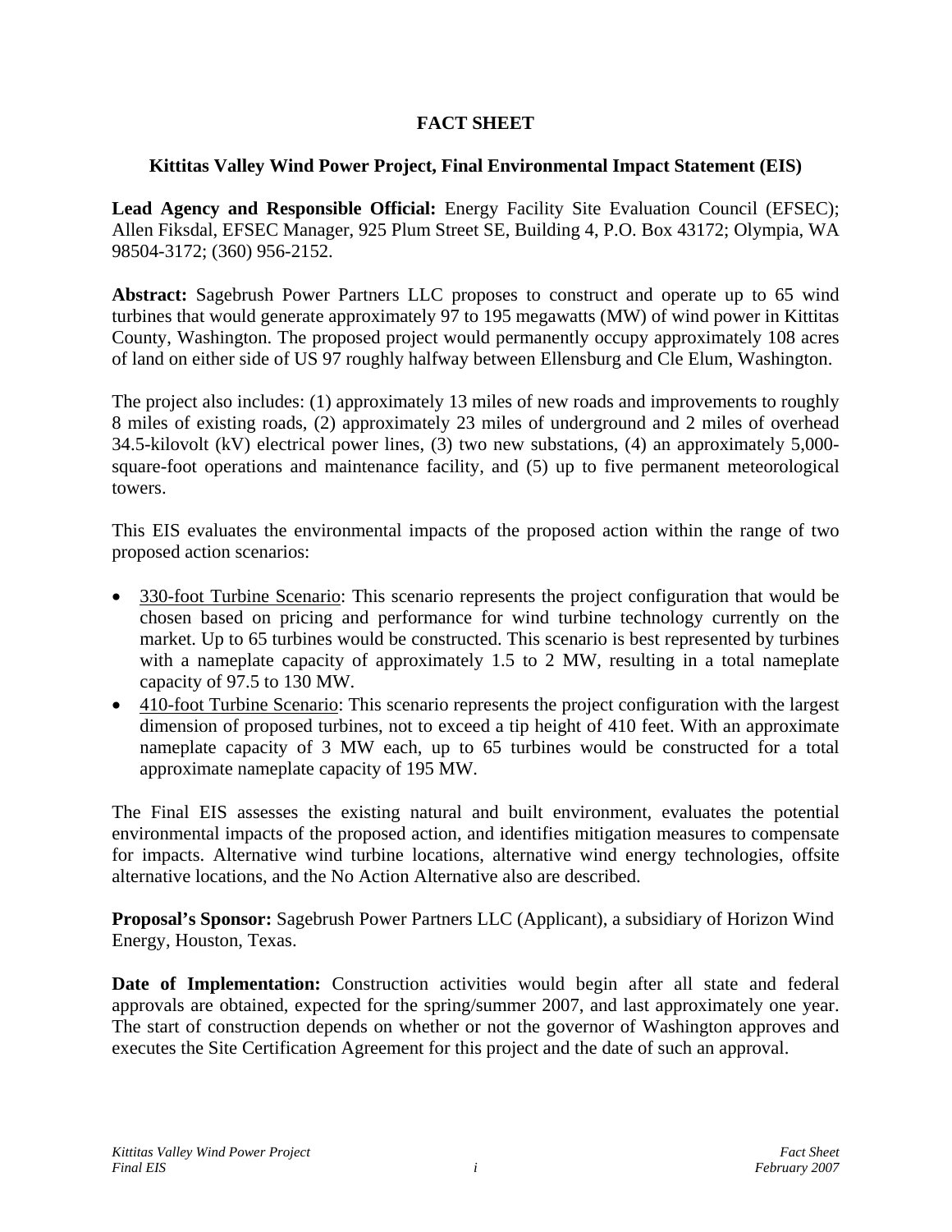# FACT SHEET

## Kittitas Valley Wind Power Project, Final Environmental Impact Statement (EIS)

**Lead Agency and Responsible Official:** Energy Facility Site Evaluation Council (EFSEC); Allen Fiksdal, EFSEC Manager, 925 Plum Street SE, Building 4, P.O. Box 43172; Olympia, WA 98504-3172; (360) 956-2152.

**Abstract:** Sagebrush Power Partners LLC proposes to construct and operate up to 65 wind turbines that would generate approximately 97 to 195 megawatts (MW) of wind power in Kittitas County, Washington. The proposed project would permanently occupy approximately 108 acres of land on either side of US 97 roughly halfway between Ellensburg and Cle Elum, Washington.

The project also includes: (1) approximately 13 miles of new roads and improvements to roughly 8 miles of existing roads, (2) approximately 23 miles of underground and 2 miles of overhead 34.5-kilovolt (kV) electrical power lines, (3) two new substations, (4) an approximately 5,000-square-foot operations and maintenance facility, and (5) up to five permanent meteorological towers.

This EIS evaluates the environmental impacts of the proposed action within the range of two proposed action scenarios:

- 330-foot Turbine Scenario: This scenario represents the project configuration that would be chosen based on pricing and performance for wind turbine technology currently on the market. Up to 65 turbines would be constructed. This scenario is best represented by turbines with a nameplate capacity of approximately 1.5 to 2 MW, resulting in a total nameplate capacity of 97.5 to 130 MW.
- 410-foot Turbine Scenario: This scenario represents the project configuration with the largest dimension of proposed turbines, not to exceed a tip height of 410 feet. With an approximate nameplate capacity of 3 MW each, up to 65 turbines would be constructed for a total approximate nameplate capacity of 195 MW.

The Final EIS assesses the existing natural and built environment, evaluates the potential environmental impacts of the proposed action, and identifies mitigation measures to compensate for impacts. Alternative wind turbine locations, alternative wind energy technologies, offsite alternative locations, and the No Action Alternative also are described.

**Proposal's Sponsor:** Sagebrush Power Partners LLC (Applicant), a subsidiary of Horizon Wind Energy, Houston, Texas.

**Date of Implementation:** Construction activities would begin after all state and federal approvals are obtained, expected for the spring/summer 2007, and last approximately one year. The start of construction depends on whether or not the governor of Washington approves and executes the Site Certification Agreement for this project and the date of such an approval.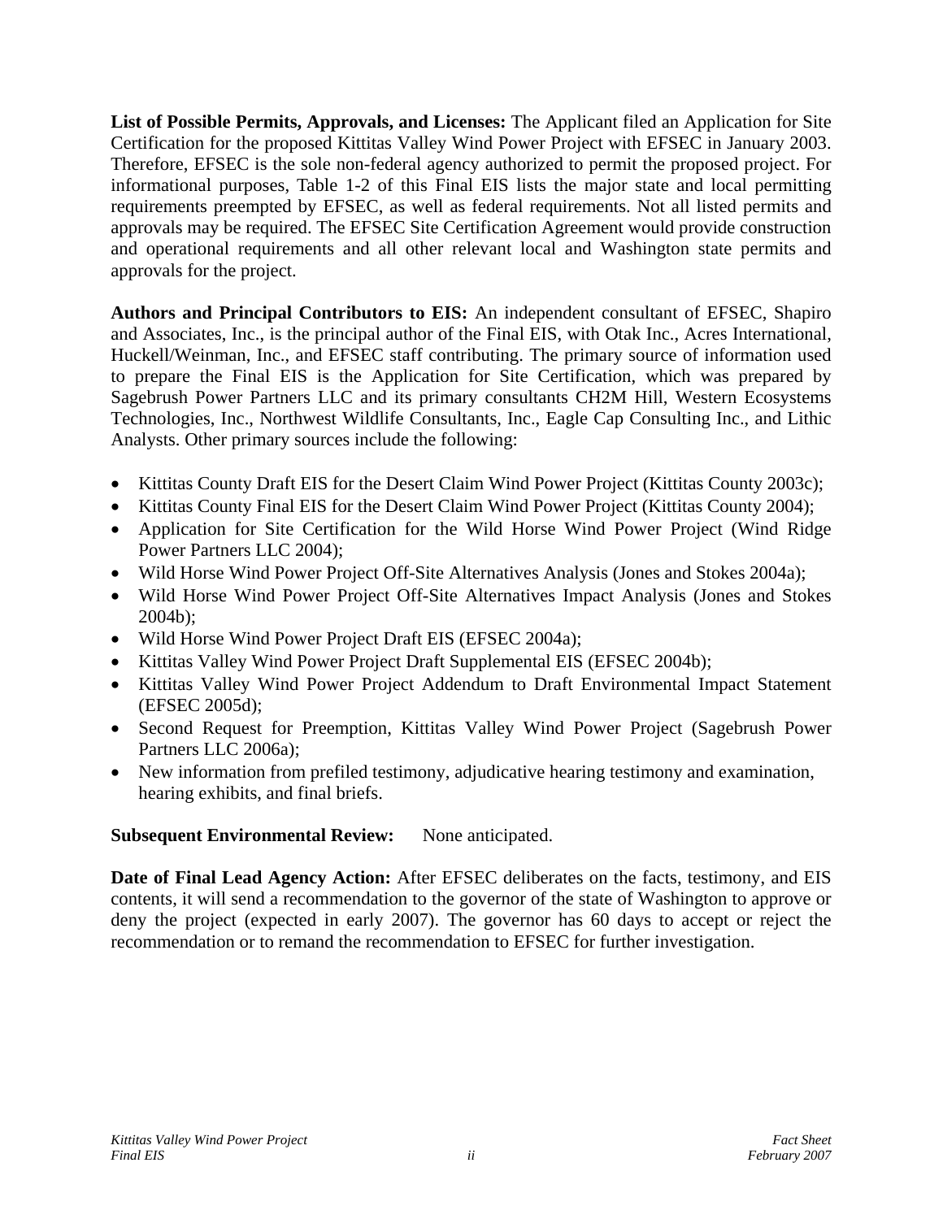**List of Possible Permits, Approvals, and Licenses:** The Applicant filed an Application for Site Certification for the proposed Kittitas Valley Wind Power Project with EFSEC in January 2003. Therefore, EFSEC is the sole non-federal agency authorized to permit the proposed project. For informational purposes, Table 1-2 of this Final EIS lists the major state and local permitting requirements preempted by EFSEC, as well as federal requirements. Not all listed permits and approvals may be required. The EFSEC Site Certification Agreement would provide construction and operational requirements and all other relevant local and Washington state permits and approvals for the project.

**Authors and Principal Contributors to EIS:** An independent consultant of EFSEC, Shapiro and Associates, Inc., is the principal author of the Final EIS, with Otak Inc., Acres International, Huckell/Weinman, Inc., and EFSEC staff contributing. The primary source of information used to prepare the Final EIS is the Application for Site Certification, which was prepared by Sagebrush Power Partners LLC and its primary consultants CH2M Hill, Western Ecosystems Technologies, Inc., Northwest Wildlife Consultants, Inc., Eagle Cap Consulting Inc., and Lithic Analysts. Other primary sources include the following:

- Kittitas County Draft EIS for the Desert Claim Wind Power Project (Kittitas County 2003c);
- Kittitas County Final EIS for the Desert Claim Wind Power Project (Kittitas County 2004);
- Application for Site Certification for the Wild Horse Wind Power Project (Wind Ridge Power Partners LLC 2004);
- Wild Horse Wind Power Project Off-Site Alternatives Analysis (Jones and Stokes 2004a);
- Wild Horse Wind Power Project Off-Site Alternatives Impact Analysis (Jones and Stokes 2004b);
- Wild Horse Wind Power Project Draft EIS (EFSEC 2004a);
- Kittitas Valley Wind Power Project Draft Supplemental EIS (EFSEC 2004b);
- Kittitas Valley Wind Power Project Addendum to Draft Environmental Impact Statement (EFSEC 2005d);
- Second Request for Preemption, Kittitas Valley Wind Power Project (Sagebrush Power Partners LLC 2006a);
- New information from prefiled testimony, adjudicative hearing testimony and examination, hearing exhibits, and final briefs.

**Subsequent Environmental Review:** None anticipated.

**Date of Final Lead Agency Action:** After EFSEC deliberates on the facts, testimony, and EIS contents, it will send a recommendation to the governor of the state of Washington to approve or deny the project (expected in early 2007). The governor has 60 days to accept or reject the recommendation or to remand the recommendation to EFSEC for further investigation.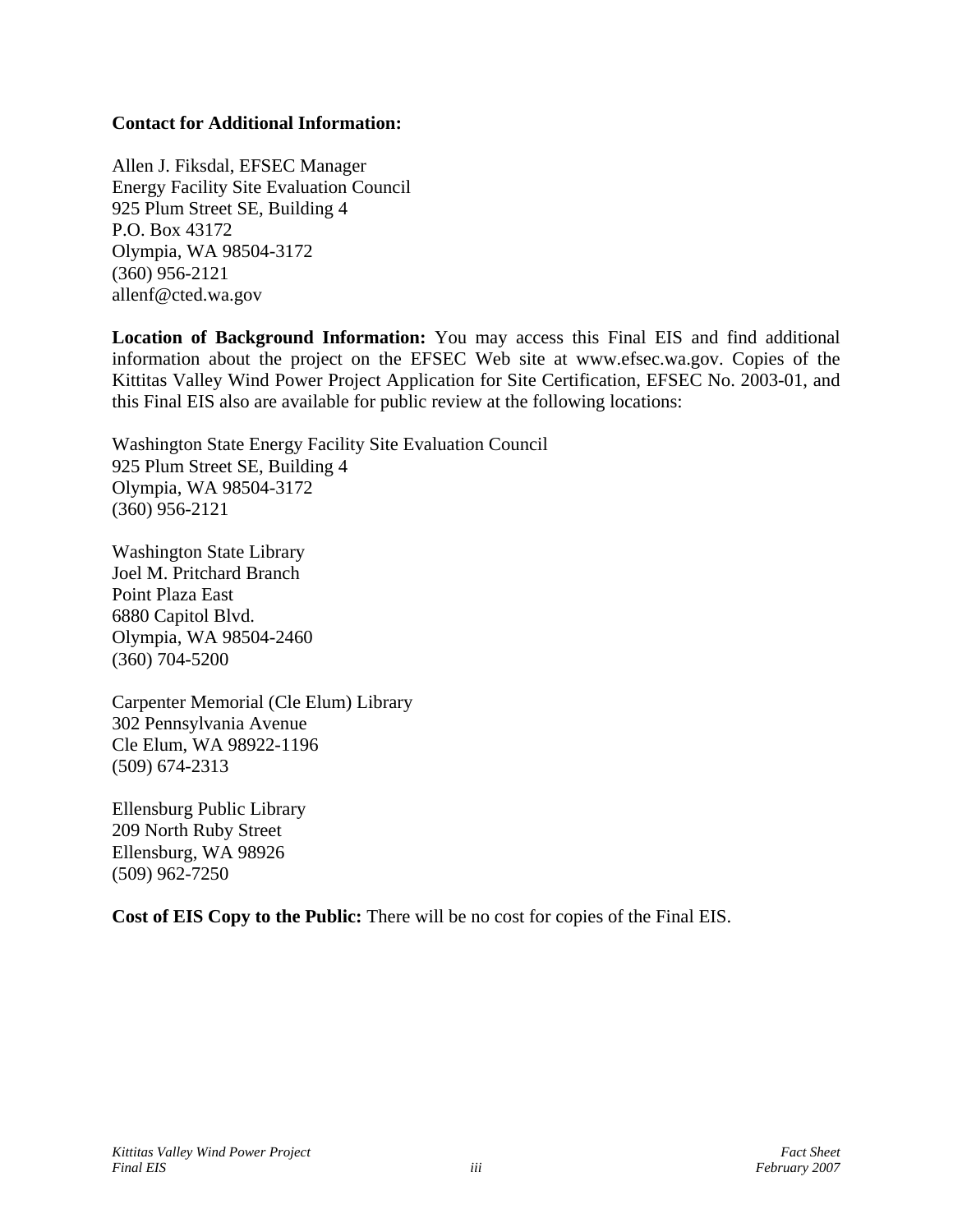**Contact for Additional Information:**

Allen J. Fiksdal, EFSEC Manager
Energy Facility Site Evaluation Council
925 Plum Street SE, Building 4
P.O. Box 43172
Olympia, WA 98504-3172
(360) 956-2121
allenf@cted.wa.gov

**Location of Background Information:** You may access this Final EIS and find additional information about the project on the EFSEC Web site at www.efsec.wa.gov. Copies of the Kittitas Valley Wind Power Project Application for Site Certification, EFSEC No. 2003-01, and this Final EIS also are available for public review at the following locations:

Washington State Energy Facility Site Evaluation Council
925 Plum Street SE, Building 4
Olympia, WA 98504-3172
(360) 956-2121

Washington State Library
Joel M. Pritchard Branch
Point Plaza East
6880 Capitol Blvd.
Olympia, WA 98504-2460
(360) 704-5200

Carpenter Memorial (Cle Elum) Library
302 Pennsylvania Avenue
Cle Elum, WA 98922-1196
(509) 674-2313

Ellensburg Public Library
209 North Ruby Street
Ellensburg, WA 98926
(509) 962-7250

**Cost of EIS Copy to the Public:** There will be no cost for copies of the Final EIS.